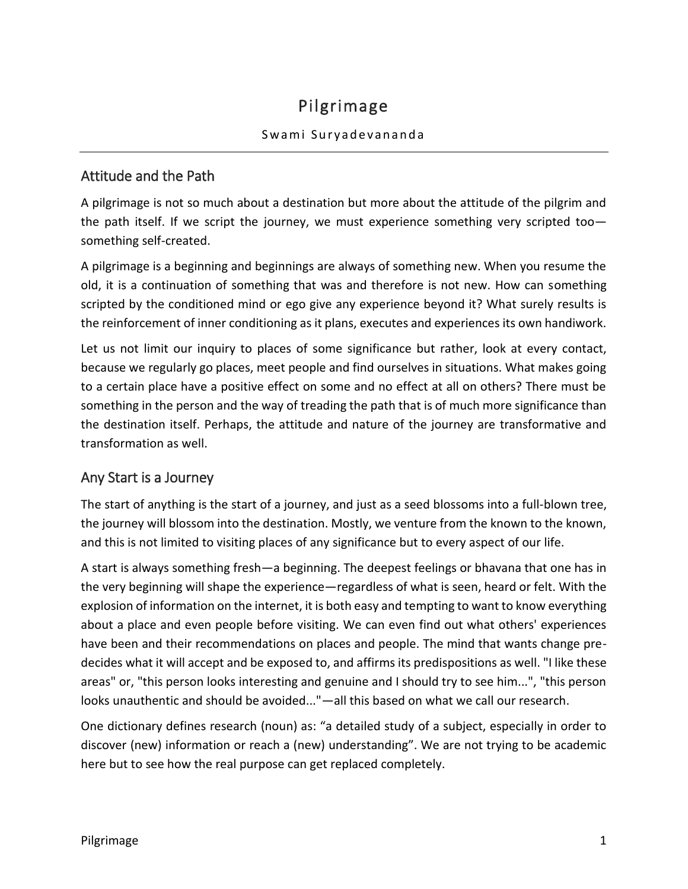# Pilgrimage

Swami Suryadevananda

## Attitude and the Path

A pilgrimage is not so much about a destination but more about the attitude of the pilgrim and the path itself. If we script the journey, we must experience something very scripted too—something self-created.

A pilgrimage is a beginning and beginnings are always of something new. When you resume the old, it is a continuation of something that was and therefore is not new. How can something scripted by the conditioned mind or ego give any experience beyond it? What surely results is the reinforcement of inner conditioning as it plans, executes and experiences its own handiwork.

Let us not limit our inquiry to places of some significance but rather, look at every contact, because we regularly go places, meet people and find ourselves in situations. What makes going to a certain place have a positive effect on some and no effect at all on others? There must be something in the person and the way of treading the path that is of much more significance than the destination itself. Perhaps, the attitude and nature of the journey are transformative and transformation as well.

## Any Start is a Journey

The start of anything is the start of a journey, and just as a seed blossoms into a full-blown tree, the journey will blossom into the destination. Mostly, we venture from the known to the known, and this is not limited to visiting places of any significance but to every aspect of our life.

A start is always something fresh—a beginning. The deepest feelings or bhavana that one has in the very beginning will shape the experience—regardless of what is seen, heard or felt. With the explosion of information on the internet, it is both easy and tempting to want to know everything about a place and even people before visiting. We can even find out what others' experiences have been and their recommendations on places and people. The mind that wants change pre-decides what it will accept and be exposed to, and affirms its predispositions as well. "I like these areas" or, "this person looks interesting and genuine and I should try to see him...", "this person looks unauthentic and should be avoided..."—all this based on what we call our research.

One dictionary defines research (noun) as: "a detailed study of a subject, especially in order to discover (new) information or reach a (new) understanding". We are not trying to be academic here but to see how the real purpose can get replaced completely.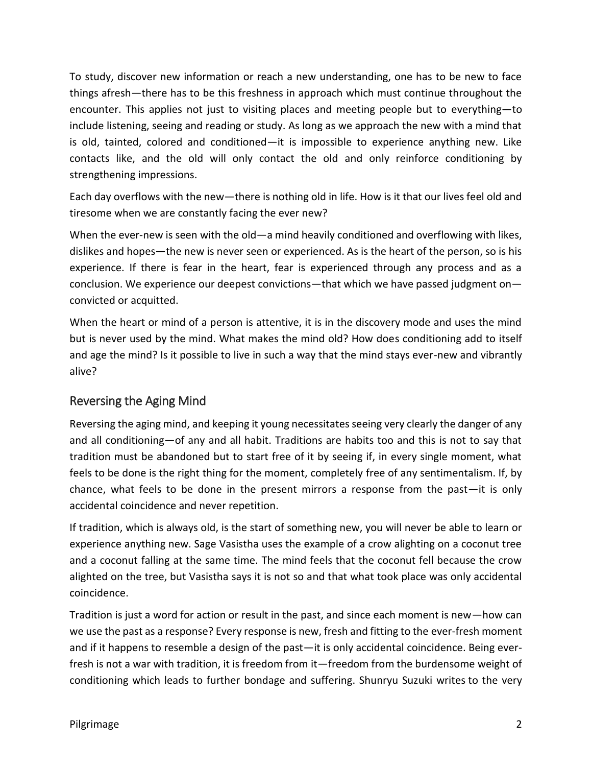To study, discover new information or reach a new understanding, one has to be new to face things afresh—there has to be this freshness in approach which must continue throughout the encounter. This applies not just to visiting places and meeting people but to everything—to include listening, seeing and reading or study. As long as we approach the new with a mind that is old, tainted, colored and conditioned—it is impossible to experience anything new. Like contacts like, and the old will only contact the old and only reinforce conditioning by strengthening impressions.

Each day overflows with the new—there is nothing old in life. How is it that our lives feel old and tiresome when we are constantly facing the ever new?

When the ever-new is seen with the old—a mind heavily conditioned and overflowing with likes, dislikes and hopes—the new is never seen or experienced. As is the heart of the person, so is his experience. If there is fear in the heart, fear is experienced through any process and as a conclusion. We experience our deepest convictions—that which we have passed judgment on—convicted or acquitted.

When the heart or mind of a person is attentive, it is in the discovery mode and uses the mind but is never used by the mind. What makes the mind old? How does conditioning add to itself and age the mind? Is it possible to live in such a way that the mind stays ever-new and vibrantly alive?

## Reversing the Aging Mind

Reversing the aging mind, and keeping it young necessitates seeing very clearly the danger of any and all conditioning—of any and all habit. Traditions are habits too and this is not to say that tradition must be abandoned but to start free of it by seeing if, in every single moment, what feels to be done is the right thing for the moment, completely free of any sentimentalism. If, by chance, what feels to be done in the present mirrors a response from the past—it is only accidental coincidence and never repetition.

If tradition, which is always old, is the start of something new, you will never be able to learn or experience anything new. Sage Vasistha uses the example of a crow alighting on a coconut tree and a coconut falling at the same time. The mind feels that the coconut fell because the crow alighted on the tree, but Vasistha says it is not so and that what took place was only accidental coincidence.

Tradition is just a word for action or result in the past, and since each moment is new—how can we use the past as a response? Every response is new, fresh and fitting to the ever-fresh moment and if it happens to resemble a design of the past—it is only accidental coincidence. Being ever-fresh is not a war with tradition, it is freedom from it—freedom from the burdensome weight of conditioning which leads to further bondage and suffering. Shunryu Suzuki writes to the very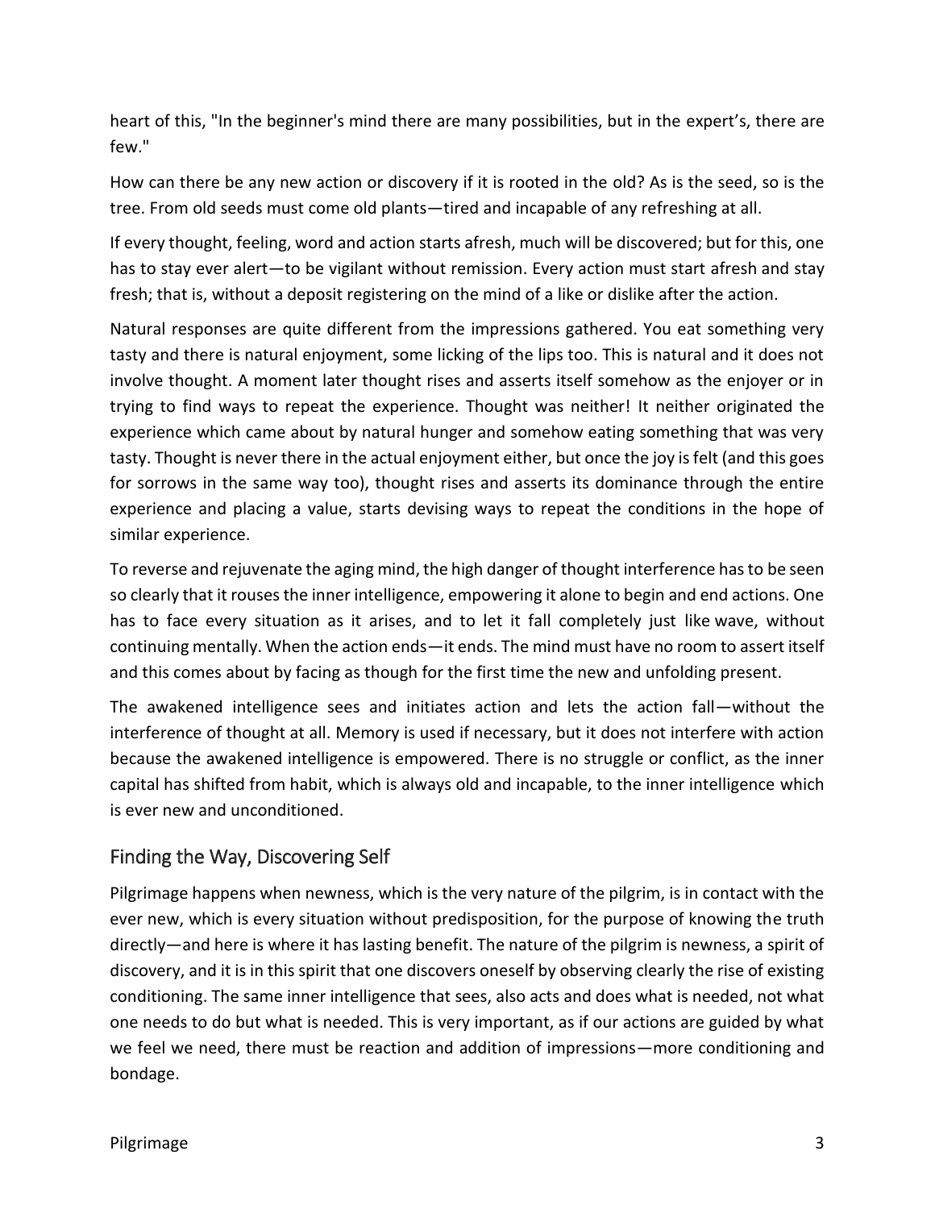heart of this, "In the beginner's mind there are many possibilities, but in the expert's, there are few."

How can there be any new action or discovery if it is rooted in the old? As is the seed, so is the tree. From old seeds must come old plants—tired and incapable of any refreshing at all.

If every thought, feeling, word and action starts afresh, much will be discovered; but for this, one has to stay ever alert—to be vigilant without remission. Every action must start afresh and stay fresh; that is, without a deposit registering on the mind of a like or dislike after the action.

Natural responses are quite different from the impressions gathered. You eat something very tasty and there is natural enjoyment, some licking of the lips too. This is natural and it does not involve thought. A moment later thought rises and asserts itself somehow as the enjoyer or in trying to find ways to repeat the experience. Thought was neither! It neither originated the experience which came about by natural hunger and somehow eating something that was very tasty. Thought is never there in the actual enjoyment either, but once the joy is felt (and this goes for sorrows in the same way too), thought rises and asserts its dominance through the entire experience and placing a value, starts devising ways to repeat the conditions in the hope of similar experience.

To reverse and rejuvenate the aging mind, the high danger of thought interference has to be seen so clearly that it rouses the inner intelligence, empowering it alone to begin and end actions. One has to face every situation as it arises, and to let it fall completely just like wave, without continuing mentally. When the action ends—it ends. The mind must have no room to assert itself and this comes about by facing as though for the first time the new and unfolding present.

The awakened intelligence sees and initiates action and lets the action fall—without the interference of thought at all. Memory is used if necessary, but it does not interfere with action because the awakened intelligence is empowered. There is no struggle or conflict, as the inner capital has shifted from habit, which is always old and incapable, to the inner intelligence which is ever new and unconditioned.

## Finding the Way, Discovering Self

Pilgrimage happens when newness, which is the very nature of the pilgrim, is in contact with the ever new, which is every situation without predisposition, for the purpose of knowing the truth directly—and here is where it has lasting benefit. The nature of the pilgrim is newness, a spirit of discovery, and it is in this spirit that one discovers oneself by observing clearly the rise of existing conditioning. The same inner intelligence that sees, also acts and does what is needed, not what one needs to do but what is needed. This is very important, as if our actions are guided by what we feel we need, there must be reaction and addition of impressions—more conditioning and bondage.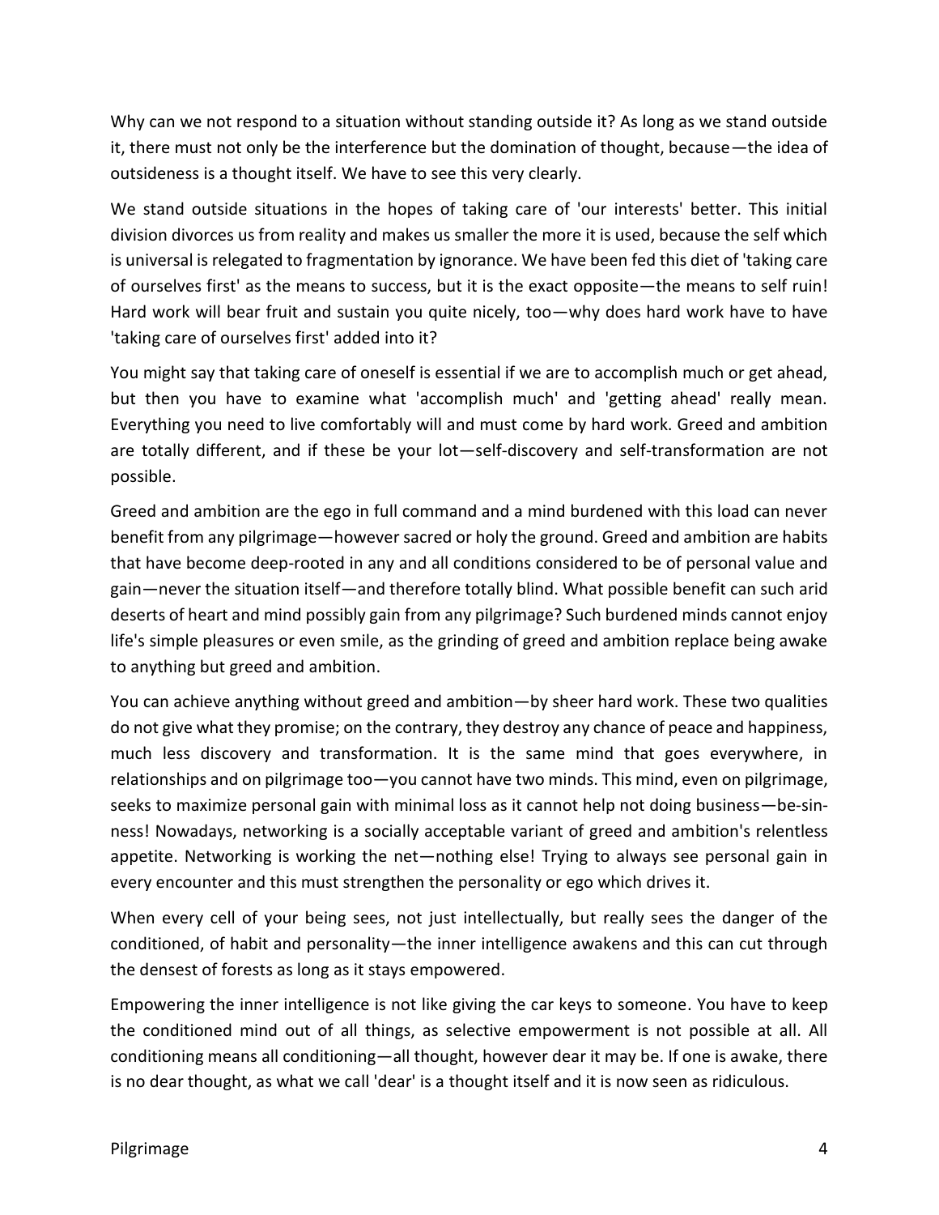Why can we not respond to a situation without standing outside it? As long as we stand outside it, there must not only be the interference but the domination of thought, because—the idea of outsideness is a thought itself. We have to see this very clearly.

We stand outside situations in the hopes of taking care of 'our interests' better. This initial division divorces us from reality and makes us smaller the more it is used, because the self which is universal is relegated to fragmentation by ignorance. We have been fed this diet of 'taking care of ourselves first' as the means to success, but it is the exact opposite—the means to self ruin! Hard work will bear fruit and sustain you quite nicely, too—why does hard work have to have 'taking care of ourselves first' added into it?

You might say that taking care of oneself is essential if we are to accomplish much or get ahead, but then you have to examine what 'accomplish much' and 'getting ahead' really mean. Everything you need to live comfortably will and must come by hard work. Greed and ambition are totally different, and if these be your lot—self-discovery and self-transformation are not possible.

Greed and ambition are the ego in full command and a mind burdened with this load can never benefit from any pilgrimage—however sacred or holy the ground. Greed and ambition are habits that have become deep-rooted in any and all conditions considered to be of personal value and gain—never the situation itself—and therefore totally blind. What possible benefit can such arid deserts of heart and mind possibly gain from any pilgrimage? Such burdened minds cannot enjoy life's simple pleasures or even smile, as the grinding of greed and ambition replace being awake to anything but greed and ambition.

You can achieve anything without greed and ambition—by sheer hard work. These two qualities do not give what they promise; on the contrary, they destroy any chance of peace and happiness, much less discovery and transformation. It is the same mind that goes everywhere, in relationships and on pilgrimage too—you cannot have two minds. This mind, even on pilgrimage, seeks to maximize personal gain with minimal loss as it cannot help not doing business—be-sin-ness! Nowadays, networking is a socially acceptable variant of greed and ambition's relentless appetite. Networking is working the net—nothing else! Trying to always see personal gain in every encounter and this must strengthen the personality or ego which drives it.

When every cell of your being sees, not just intellectually, but really sees the danger of the conditioned, of habit and personality—the inner intelligence awakens and this can cut through the densest of forests as long as it stays empowered.

Empowering the inner intelligence is not like giving the car keys to someone. You have to keep the conditioned mind out of all things, as selective empowerment is not possible at all. All conditioning means all conditioning—all thought, however dear it may be. If one is awake, there is no dear thought, as what we call 'dear' is a thought itself and it is now seen as ridiculous.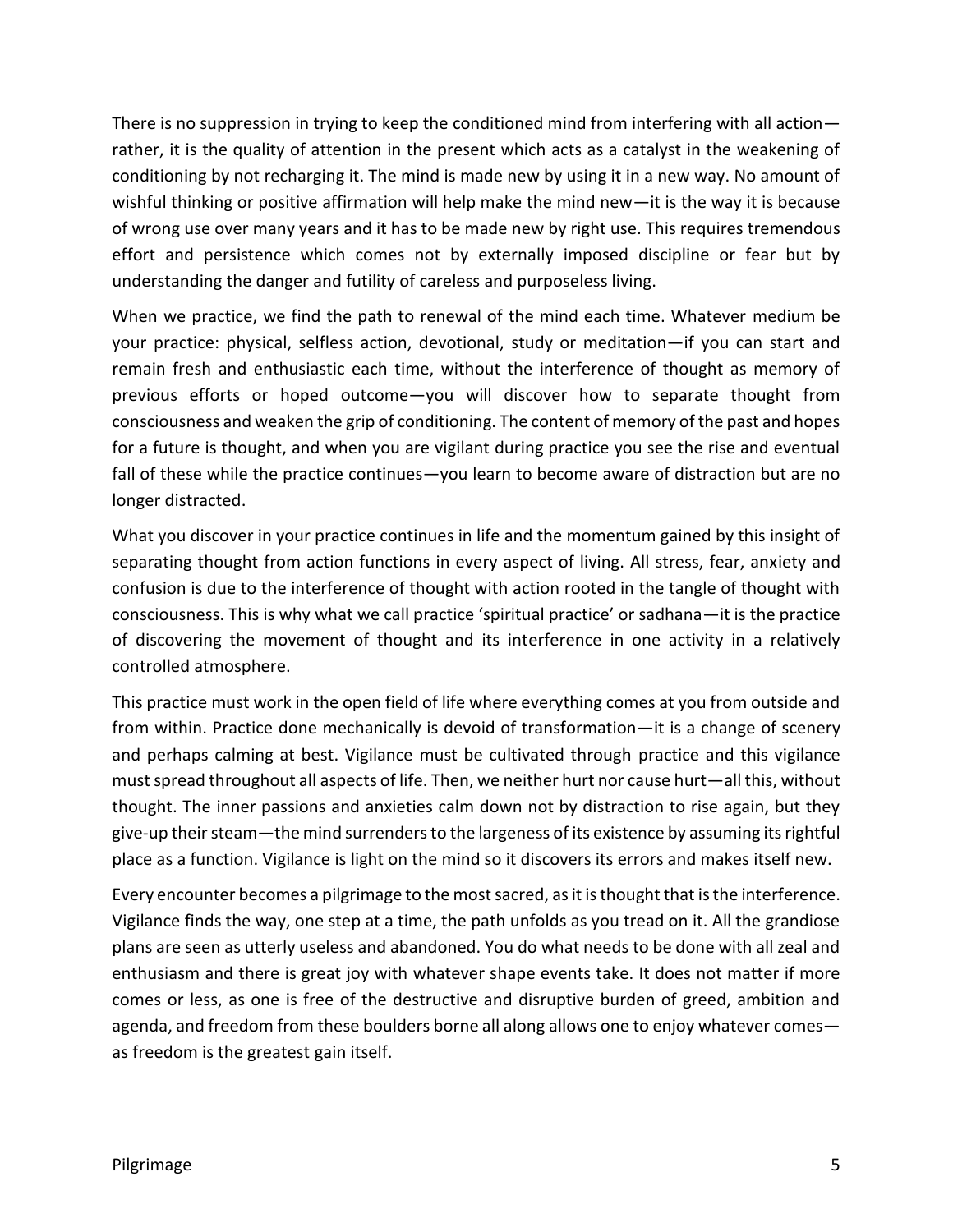There is no suppression in trying to keep the conditioned mind from interfering with all action—rather, it is the quality of attention in the present which acts as a catalyst in the weakening of conditioning by not recharging it. The mind is made new by using it in a new way. No amount of wishful thinking or positive affirmation will help make the mind new—it is the way it is because of wrong use over many years and it has to be made new by right use. This requires tremendous effort and persistence which comes not by externally imposed discipline or fear but by understanding the danger and futility of careless and purposeless living.

When we practice, we find the path to renewal of the mind each time. Whatever medium be your practice: physical, selfless action, devotional, study or meditation—if you can start and remain fresh and enthusiastic each time, without the interference of thought as memory of previous efforts or hoped outcome—you will discover how to separate thought from consciousness and weaken the grip of conditioning. The content of memory of the past and hopes for a future is thought, and when you are vigilant during practice you see the rise and eventual fall of these while the practice continues—you learn to become aware of distraction but are no longer distracted.

What you discover in your practice continues in life and the momentum gained by this insight of separating thought from action functions in every aspect of living. All stress, fear, anxiety and confusion is due to the interference of thought with action rooted in the tangle of thought with consciousness. This is why what we call practice 'spiritual practice' or sadhana—it is the practice of discovering the movement of thought and its interference in one activity in a relatively controlled atmosphere.

This practice must work in the open field of life where everything comes at you from outside and from within. Practice done mechanically is devoid of transformation—it is a change of scenery and perhaps calming at best. Vigilance must be cultivated through practice and this vigilance must spread throughout all aspects of life. Then, we neither hurt nor cause hurt—all this, without thought. The inner passions and anxieties calm down not by distraction to rise again, but they give-up their steam—the mind surrenders to the largeness of its existence by assuming its rightful place as a function. Vigilance is light on the mind so it discovers its errors and makes itself new.

Every encounter becomes a pilgrimage to the most sacred, as it is thought that is the interference. Vigilance finds the way, one step at a time, the path unfolds as you tread on it. All the grandiose plans are seen as utterly useless and abandoned. You do what needs to be done with all zeal and enthusiasm and there is great joy with whatever shape events take. It does not matter if more comes or less, as one is free of the destructive and disruptive burden of greed, ambition and agenda, and freedom from these boulders borne all along allows one to enjoy whatever comes—as freedom is the greatest gain itself.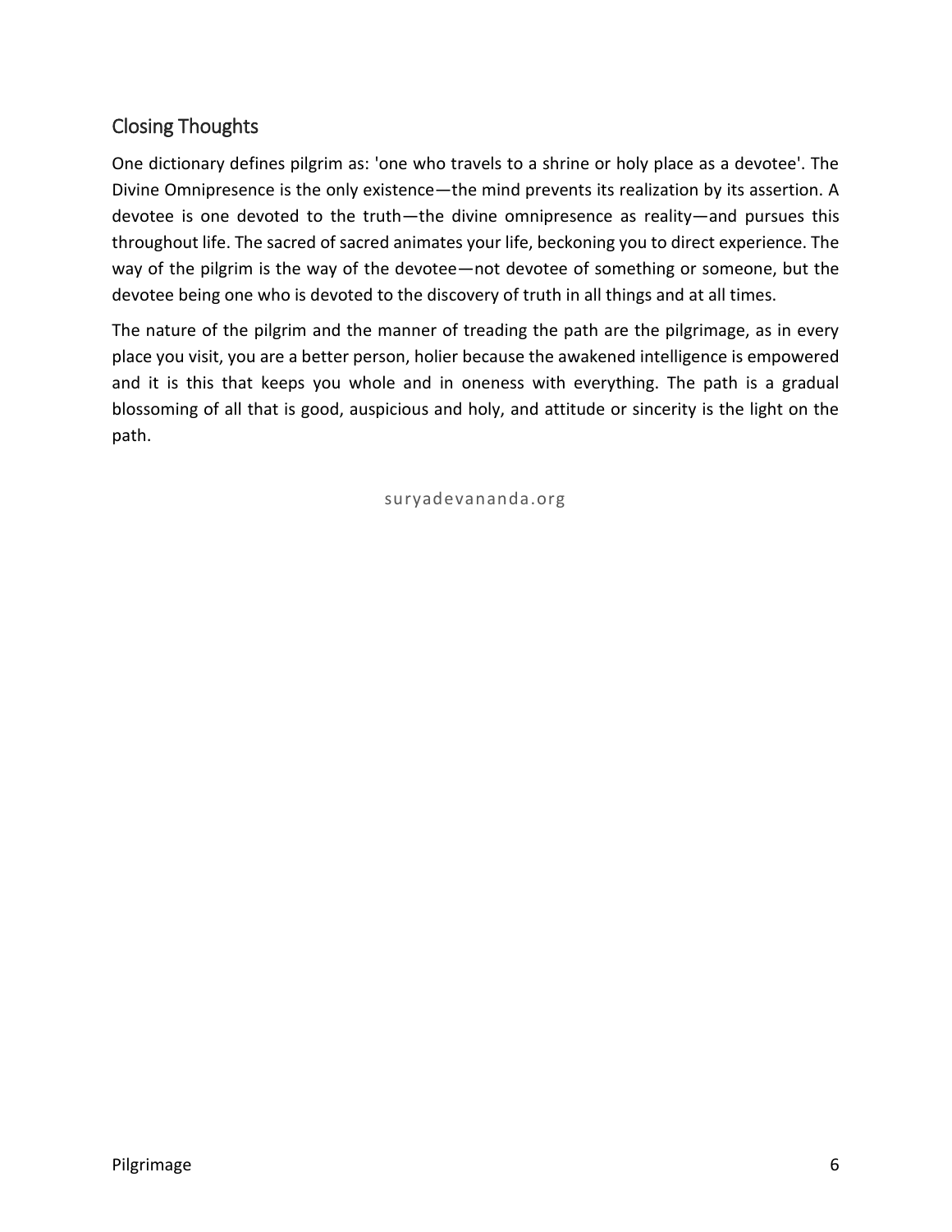## Closing Thoughts

One dictionary defines pilgrim as: 'one who travels to a shrine or holy place as a devotee'. The Divine Omnipresence is the only existence—the mind prevents its realization by its assertion. A devotee is one devoted to the truth—the divine omnipresence as reality—and pursues this throughout life. The sacred of sacred animates your life, beckoning you to direct experience. The way of the pilgrim is the way of the devotee—not devotee of something or someone, but the devotee being one who is devoted to the discovery of truth in all things and at all times.

The nature of the pilgrim and the manner of treading the path are the pilgrimage, as in every place you visit, you are a better person, holier because the awakened intelligence is empowered and it is this that keeps you whole and in oneness with everything. The path is a gradual blossoming of all that is good, auspicious and holy, and attitude or sincerity is the light on the path.

suryadevananda.org